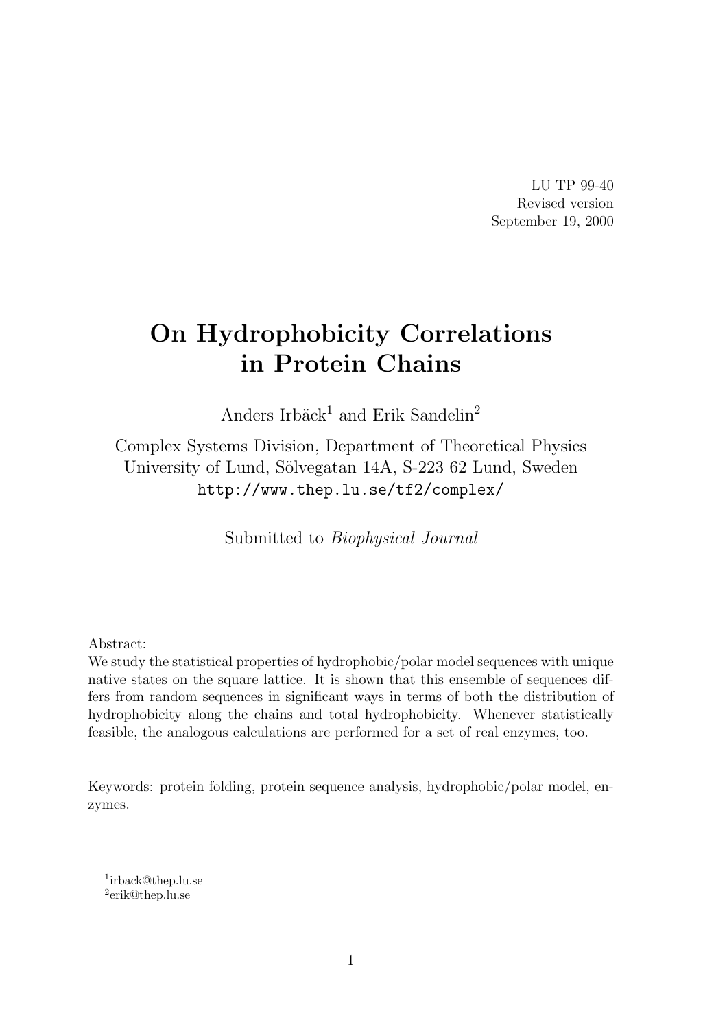LU TP 99-40
Revised version
September 19, 2000

# On Hydrophobicity Correlations in Protein Chains

Anders Irbäck[1] and Erik Sandelin[2]

Complex Systems Division, Department of Theoretical Physics
University of Lund, Sölvegatan 14A, S-223 62 Lund, Sweden
http://www.thep.lu.se/tf2/complex/

Submitted to *Biophysical Journal*

Abstract:
We study the statistical properties of hydrophobic/polar model sequences with unique native states on the square lattice. It is shown that this ensemble of sequences differs from random sequences in significant ways in terms of both the distribution of hydrophobicity along the chains and total hydrophobicity. Whenever statistically feasible, the analogous calculations are performed for a set of real enzymes, too.

Keywords: protein folding, protein sequence analysis, hydrophobic/polar model, enzymes.

[1]irback@thep.lu.se
[2]erik@thep.lu.se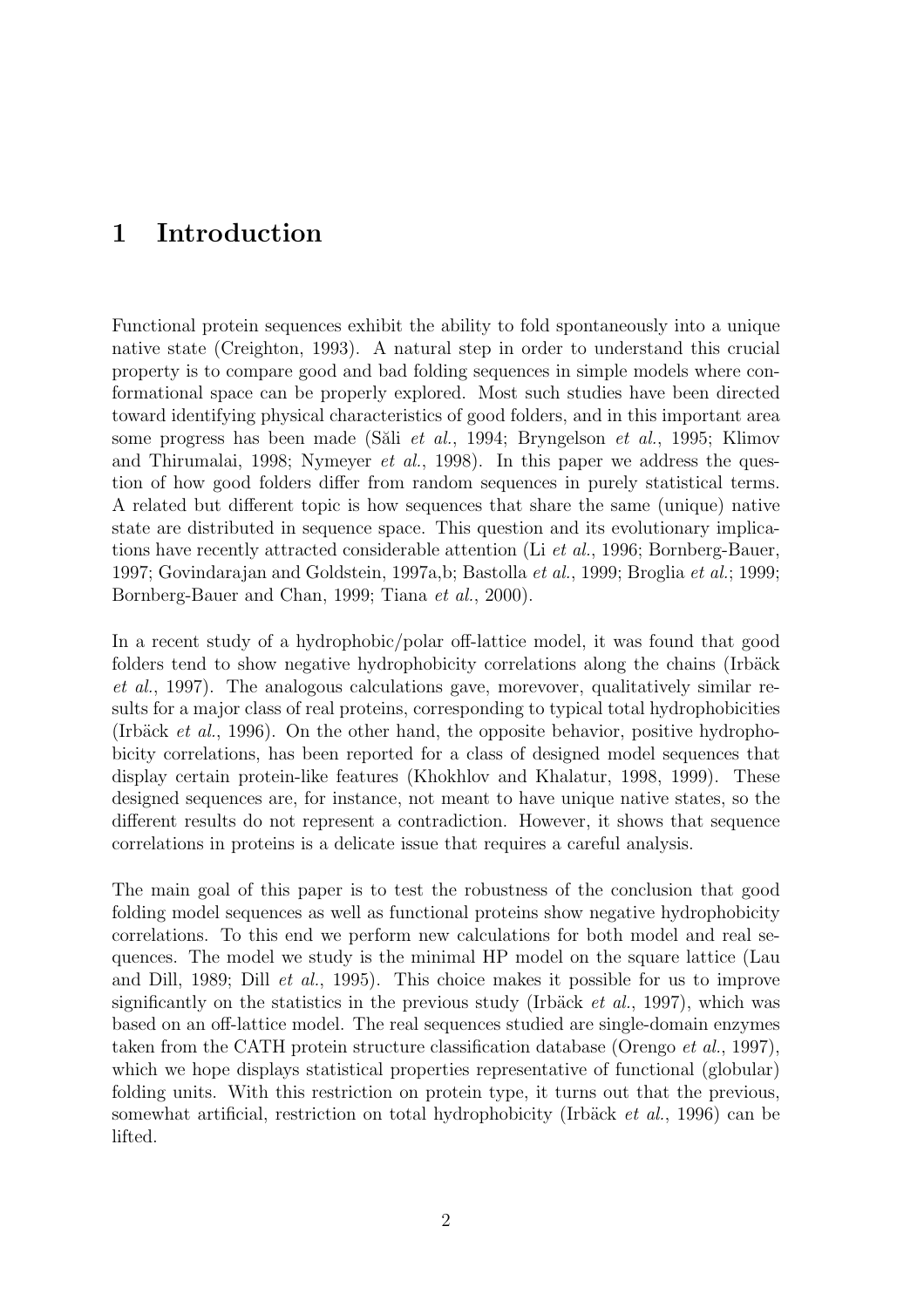# 1 Introduction

Functional protein sequences exhibit the ability to fold spontaneously into a unique native state (Creighton, 1993). A natural step in order to understand this crucial property is to compare good and bad folding sequences in simple models where conformational space can be properly explored. Most such studies have been directed toward identifying physical characteristics of good folders, and in this important area some progress has been made (Šali *et al.*, 1994; Bryngelson *et al.*, 1995; Klimov and Thirumalai, 1998; Nymeyer *et al.*, 1998). In this paper we address the question of how good folders differ from random sequences in purely statistical terms. A related but different topic is how sequences that share the same (unique) native state are distributed in sequence space. This question and its evolutionary implications have recently attracted considerable attention (Li *et al.*, 1996; Bornberg-Bauer, 1997; Govindarajan and Goldstein, 1997a,b; Bastolla *et al.*, 1999; Broglia *et al.*; 1999; Bornberg-Bauer and Chan, 1999; Tiana *et al.*, 2000).

In a recent study of a hydrophobic/polar off-lattice model, it was found that good folders tend to show negative hydrophobicity correlations along the chains (Irbäck *et al.*, 1997). The analogous calculations gave, morevover, qualitatively similar results for a major class of real proteins, corresponding to typical total hydrophobicities (Irbäck *et al.*, 1996). On the other hand, the opposite behavior, positive hydrophobicity correlations, has been reported for a class of designed model sequences that display certain protein-like features (Khokhlov and Khalatur, 1998, 1999). These designed sequences are, for instance, not meant to have unique native states, so the different results do not represent a contradiction. However, it shows that sequence correlations in proteins is a delicate issue that requires a careful analysis.

The main goal of this paper is to test the robustness of the conclusion that good folding model sequences as well as functional proteins show negative hydrophobicity correlations. To this end we perform new calculations for both model and real sequences. The model we study is the minimal HP model on the square lattice (Lau and Dill, 1989; Dill *et al.*, 1995). This choice makes it possible for us to improve significantly on the statistics in the previous study (Irbäck *et al.*, 1997), which was based on an off-lattice model. The real sequences studied are single-domain enzymes taken from the CATH protein structure classification database (Orengo *et al.*, 1997), which we hope displays statistical properties representative of functional (globular) folding units. With this restriction on protein type, it turns out that the previous, somewhat artificial, restriction on total hydrophobicity (Irbäck *et al.*, 1996) can be lifted.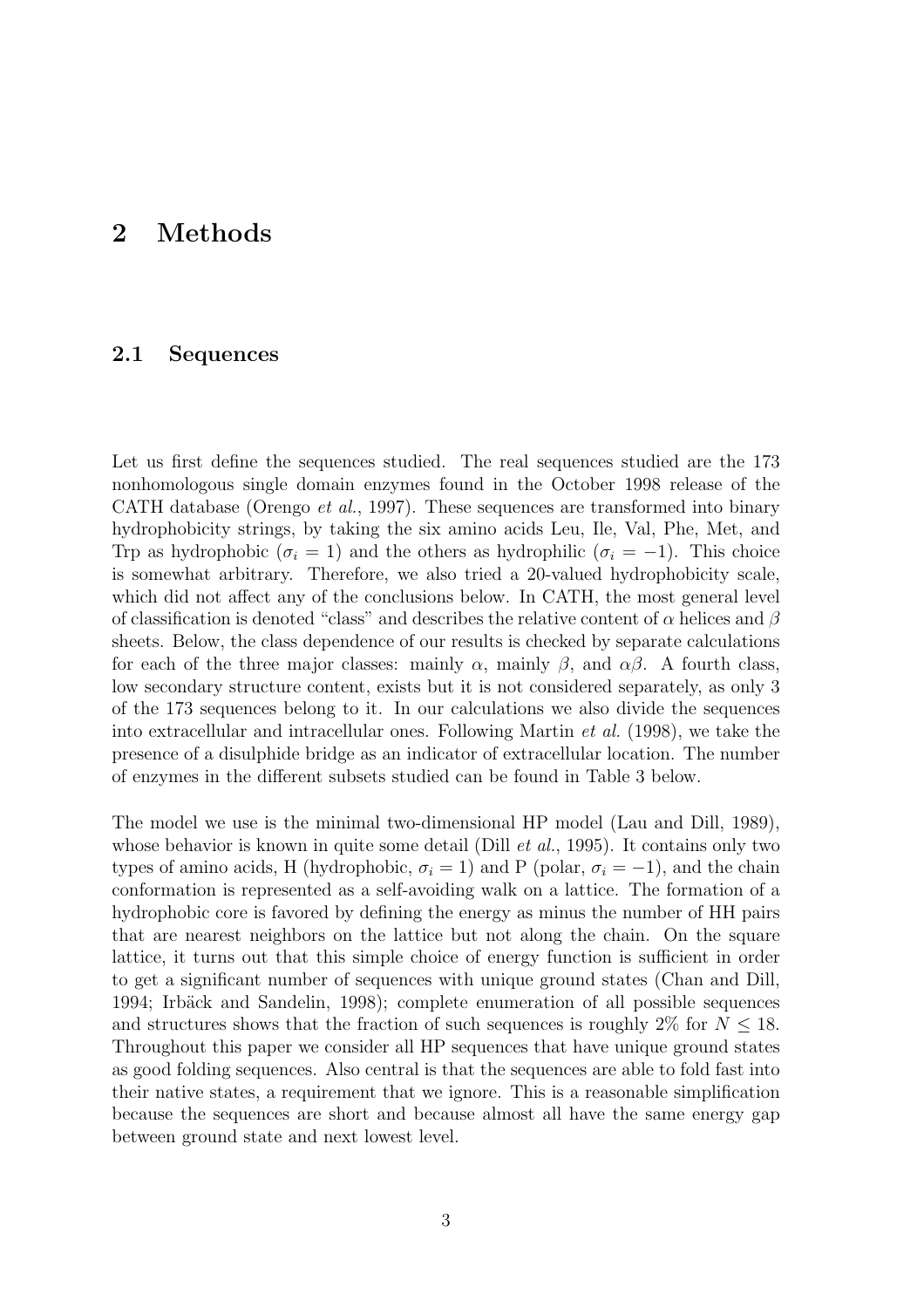# 2 Methods

## 2.1 Sequences

Let us first define the sequences studied. The real sequences studied are the 173 nonhomologous single domain enzymes found in the October 1998 release of the CATH database (Orengo *et al.*, 1997). These sequences are transformed into binary hydrophobicity strings, by taking the six amino acids Leu, Ile, Val, Phe, Met, and Trp as hydrophobic ($\sigma_i = 1$) and the others as hydrophilic ($\sigma_i = -1$). This choice is somewhat arbitrary. Therefore, we also tried a 20-valued hydrophobicity scale, which did not affect any of the conclusions below. In CATH, the most general level of classification is denoted "class" and describes the relative content of $\alpha$ helices and $\beta$ sheets. Below, the class dependence of our results is checked by separate calculations for each of the three major classes: mainly $\alpha$, mainly $\beta$, and $\alpha\beta$. A fourth class, low secondary structure content, exists but it is not considered separately, as only 3 of the 173 sequences belong to it. In our calculations we also divide the sequences into extracellular and intracellular ones. Following Martin *et al.* (1998), we take the presence of a disulphide bridge as an indicator of extracellular location. The number of enzymes in the different subsets studied can be found in Table 3 below.

The model we use is the minimal two-dimensional HP model (Lau and Dill, 1989), whose behavior is known in quite some detail (Dill *et al.*, 1995). It contains only two types of amino acids, H (hydrophobic, $\sigma_i = 1$) and P (polar, $\sigma_i = -1$), and the chain conformation is represented as a self-avoiding walk on a lattice. The formation of a hydrophobic core is favored by defining the energy as minus the number of HH pairs that are nearest neighbors on the lattice but not along the chain. On the square lattice, it turns out that this simple choice of energy function is sufficient in order to get a significant number of sequences with unique ground states (Chan and Dill, 1994; Irbäck and Sandelin, 1998); complete enumeration of all possible sequences and structures shows that the fraction of such sequences is roughly 2% for $N \leq 18$. Throughout this paper we consider all HP sequences that have unique ground states as good folding sequences. Also central is that the sequences are able to fold fast into their native states, a requirement that we ignore. This is a reasonable simplification because the sequences are short and because almost all have the same energy gap between ground state and next lowest level.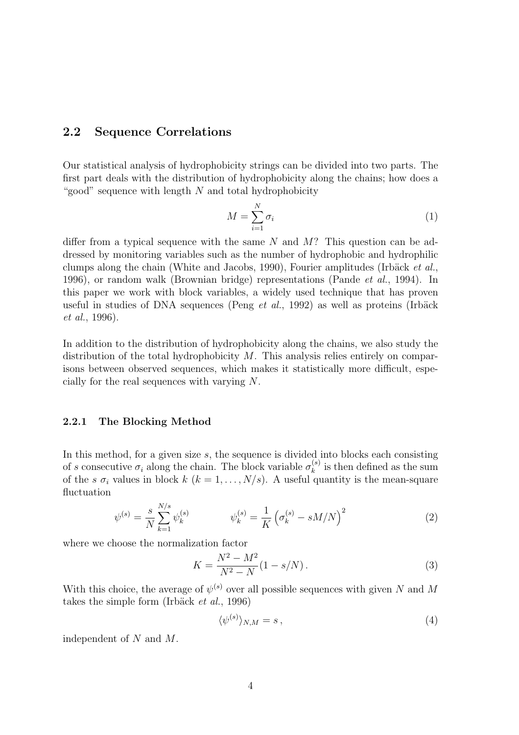### 2.2 Sequence Correlations

Our statistical analysis of hydrophobicity strings can be divided into two parts. The first part deals with the distribution of hydrophobicity along the chains; how does a "good" sequence with length $N$ and total hydrophobicity

$$M = \sum_{i=1}^{N} \sigma_i \tag{1}$$

differ from a typical sequence with the same $N$ and $M$? This question can be addressed by monitoring variables such as the number of hydrophobic and hydrophilic clumps along the chain (White and Jacobs, 1990), Fourier amplitudes (Irbäck *et al.*, 1996), or random walk (Brownian bridge) representations (Pande *et al.*, 1994). In this paper we work with block variables, a widely used technique that has proven useful in studies of DNA sequences (Peng *et al.*, 1992) as well as proteins (Irbäck *et al.*, 1996).

In addition to the distribution of hydrophobicity along the chains, we also study the distribution of the total hydrophobicity $M$. This analysis relies entirely on comparisons between observed sequences, which makes it statistically more difficult, especially for the real sequences with varying $N$.

#### 2.2.1 The Blocking Method

In this method, for a given size $s$, the sequence is divided into blocks each consisting of $s$ consecutive $\sigma_i$ along the chain. The block variable $\sigma_k^{(s)}$ is then defined as the sum of the $s$ $\sigma_i$ values in block $k$ ($k = 1, \ldots, N/s$). A useful quantity is the mean-square fluctuation

$$\psi^{(s)} = \frac{s}{N} \sum_{k=1}^{N/s} \psi_k^{(s)} \qquad\qquad \psi_k^{(s)} = \frac{1}{K} \left( \sigma_k^{(s)} - sM/N \right)^2 \tag{2}$$

where we choose the normalization factor

$$K = \frac{N^2 - M^2}{N^2 - N} (1 - s/N) \, . \tag{3}$$

With this choice, the average of $\psi^{(s)}$ over all possible sequences with given $N$ and $M$ takes the simple form (Irbäck *et al.*, 1996)

$$\langle \psi^{(s)} \rangle_{N,M} = s \, , \tag{4}$$

independent of $N$ and $M$.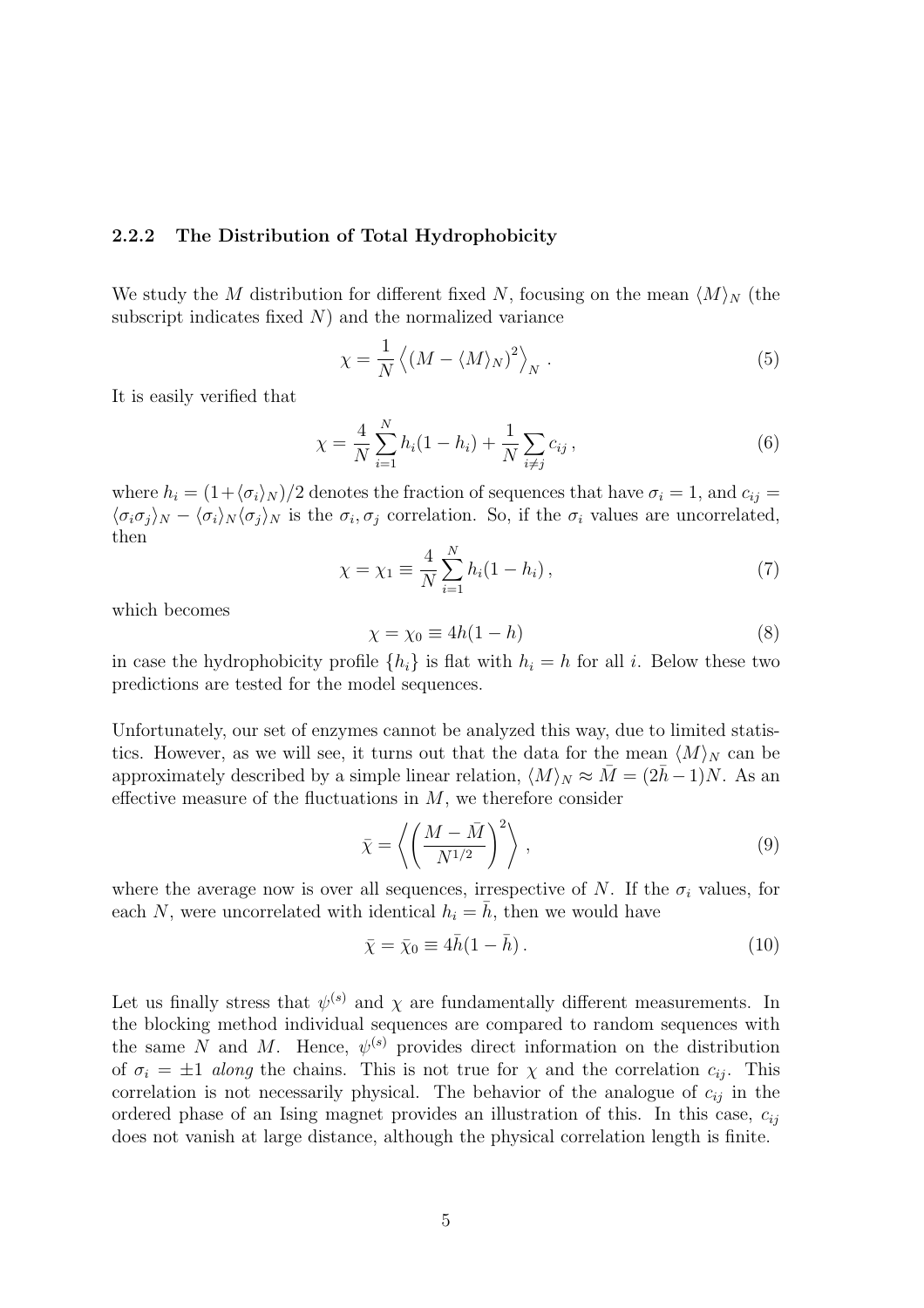### 2.2.2 The Distribution of Total Hydrophobicity

We study the $M$ distribution for different fixed $N$, focusing on the mean $\langle M \rangle_N$ (the subscript indicates fixed $N$) and the normalized variance

$$\chi = \frac{1}{N} \left\langle (M - \langle M \rangle_N)^2 \right\rangle_N . \tag{5}$$

It is easily verified that

$$\chi = \frac{4}{N} \sum_{i=1}^{N} h_i(1 - h_i) + \frac{1}{N} \sum_{i \neq j} c_{ij} , \tag{6}$$

where $h_i = (1 + \langle \sigma_i \rangle_N)/2$ denotes the fraction of sequences that have $\sigma_i = 1$, and $c_{ij} = \langle \sigma_i \sigma_j \rangle_N - \langle \sigma_i \rangle_N \langle \sigma_j \rangle_N$ is the $\sigma_i, \sigma_j$ correlation. So, if the $\sigma_i$ values are uncorrelated, then

$$\chi = \chi_1 \equiv \frac{4}{N} \sum_{i=1}^{N} h_i(1 - h_i) , \tag{7}$$

which becomes

$$\chi = \chi_0 \equiv 4h(1 - h) \tag{8}$$

in case the hydrophobicity profile $\{h_i\}$ is flat with $h_i = h$ for all $i$. Below these two predictions are tested for the model sequences.

Unfortunately, our set of enzymes cannot be analyzed this way, due to limited statistics. However, as we will see, it turns out that the data for the mean $\langle M \rangle_N$ can be approximately described by a simple linear relation, $\langle M \rangle_N \approx \bar{M} = (2\bar{h} - 1)N$. As an effective measure of the fluctuations in $M$, we therefore consider

$$\bar{\chi} = \left\langle \left( \frac{M - \bar{M}}{N^{1/2}} \right)^2 \right\rangle , \tag{9}$$

where the average now is over all sequences, irrespective of $N$. If the $\sigma_i$ values, for each $N$, were uncorrelated with identical $h_i = \bar{h}$, then we would have

$$\bar{\chi} = \bar{\chi}_0 \equiv 4\bar{h}(1 - \bar{h}) . \tag{10}$$

Let us finally stress that $\psi^{(s)}$ and $\chi$ are fundamentally different measurements. In the blocking method individual sequences are compared to random sequences with the same $N$ and $M$. Hence, $\psi^{(s)}$ provides direct information on the distribution of $\sigma_i = \pm 1$ *along* the chains. This is not true for $\chi$ and the correlation $c_{ij}$. This correlation is not necessarily physical. The behavior of the analogue of $c_{ij}$ in the ordered phase of an Ising magnet provides an illustration of this. In this case, $c_{ij}$ does not vanish at large distance, although the physical correlation length is finite.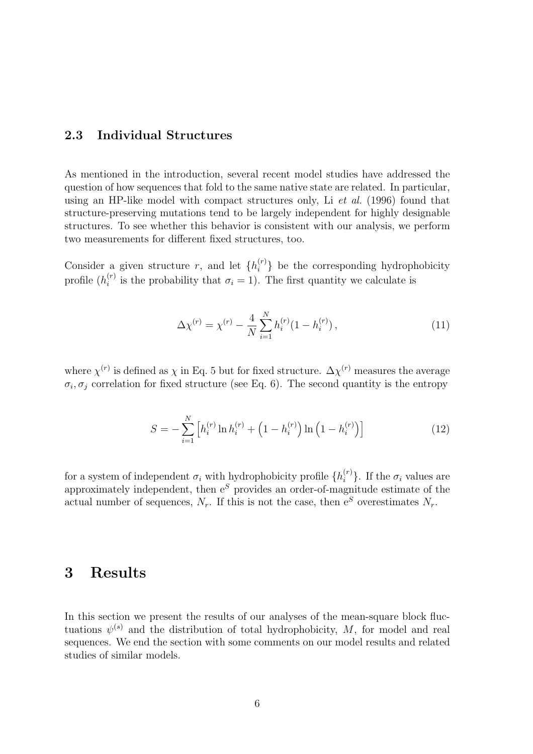### 2.3 Individual Structures

As mentioned in the introduction, several recent model studies have addressed the question of how sequences that fold to the same native state are related. In particular, using an HP-like model with compact structures only, Li *et al.* (1996) found that structure-preserving mutations tend to be largely independent for highly designable structures. To see whether this behavior is consistent with our analysis, we perform two measurements for different fixed structures, too.

Consider a given structure $r$, and let $\{h_i^{(r)}\}$ be the corresponding hydrophobicity profile ($h_i^{(r)}$ is the probability that $\sigma_i = 1$). The first quantity we calculate is

$$\Delta\chi^{(r)} = \chi^{(r)} - \frac{4}{N}\sum_{i=1}^{N} h_i^{(r)}(1 - h_i^{(r)}) \,, \tag{11}$$

where $\chi^{(r)}$ is defined as $\chi$ in Eq. 5 but for fixed structure. $\Delta\chi^{(r)}$ measures the average $\sigma_i, \sigma_j$ correlation for fixed structure (see Eq. 6). The second quantity is the entropy

$$S = -\sum_{i=1}^{N}\left[h_i^{(r)} \ln h_i^{(r)} + \left(1 - h_i^{(r)}\right)\ln\left(1 - h_i^{(r)}\right)\right] \tag{12}$$

for a system of independent $\sigma_i$ with hydrophobicity profile $\{h_i^{(r)}\}$. If the $\sigma_i$ values are approximately independent, then $\mathrm{e}^S$ provides an order-of-magnitude estimate of the actual number of sequences, $N_r$. If this is not the case, then $\mathrm{e}^S$ overestimates $N_r$.

# 3 Results

In this section we present the results of our analyses of the mean-square block fluctuations $\psi^{(s)}$ and the distribution of total hydrophobicity, $M$, for model and real sequences. We end the section with some comments on our model results and related studies of similar models.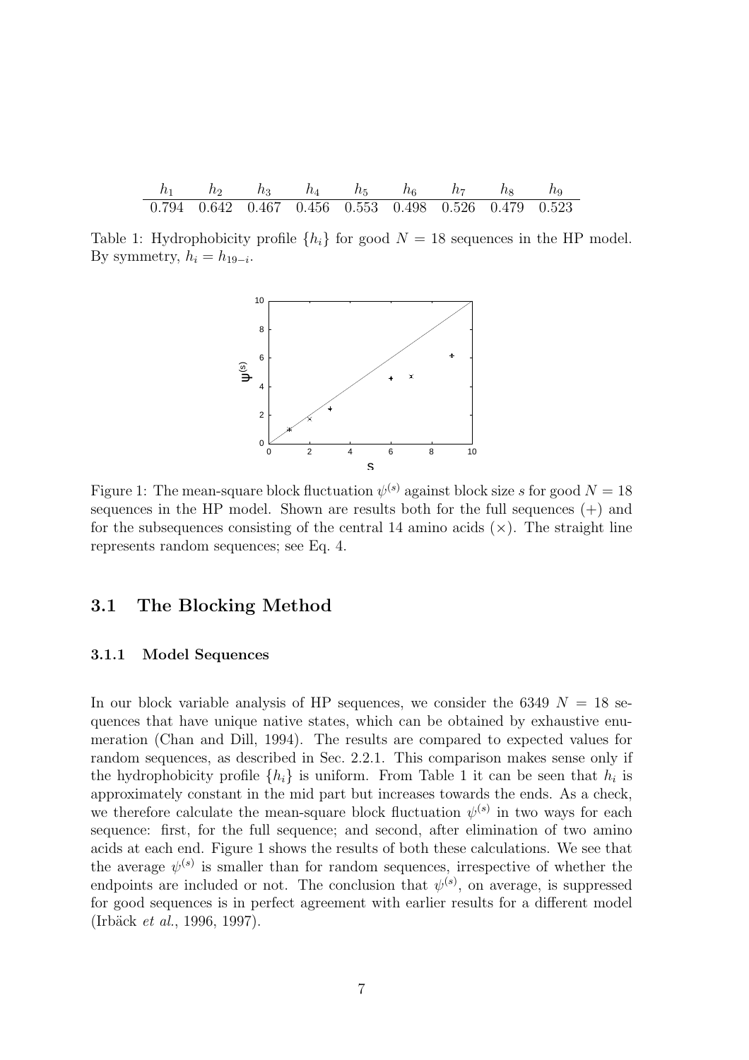| $h_1$ | $h_2$ | $h_3$ | $h_4$ | $h_5$ | $h_6$ | $h_7$ | $h_8$ | $h_9$ |
|---|---|---|---|---|---|---|---|---|
| 0.794 | 0.642 | 0.467 | 0.456 | 0.553 | 0.498 | 0.526 | 0.479 | 0.523 |

Table 1: Hydrophobicity profile $\{h_i\}$ for good $N = 18$ sequences in the HP model. By symmetry, $h_i = h_{19-i}$.

Figure 1: The mean-square block fluctuation $\psi^{(s)}$ against block size $s$ for good $N = 18$ sequences in the HP model. Shown are results both for the full sequences (+) and for the subsequences consisting of the central 14 amino acids (×). The straight line represents random sequences; see Eq. 4.

## 3.1 The Blocking Method

### 3.1.1 Model Sequences

In our block variable analysis of HP sequences, we consider the 6349 $N = 18$ sequences that have unique native states, which can be obtained by exhaustive enumeration (Chan and Dill, 1994). The results are compared to expected values for random sequences, as described in Sec. 2.2.1. This comparison makes sense only if the hydrophobicity profile $\{h_i\}$ is uniform. From Table 1 it can be seen that $h_i$ is approximately constant in the mid part but increases towards the ends. As a check, we therefore calculate the mean-square block fluctuation $\psi^{(s)}$ in two ways for each sequence: first, for the full sequence; and second, after elimination of two amino acids at each end. Figure 1 shows the results of both these calculations. We see that the average $\psi^{(s)}$ is smaller than for random sequences, irrespective of whether the endpoints are included or not. The conclusion that $\psi^{(s)}$, on average, is suppressed for good sequences is in perfect agreement with earlier results for a different model (Irbäck *et al.*, 1996, 1997).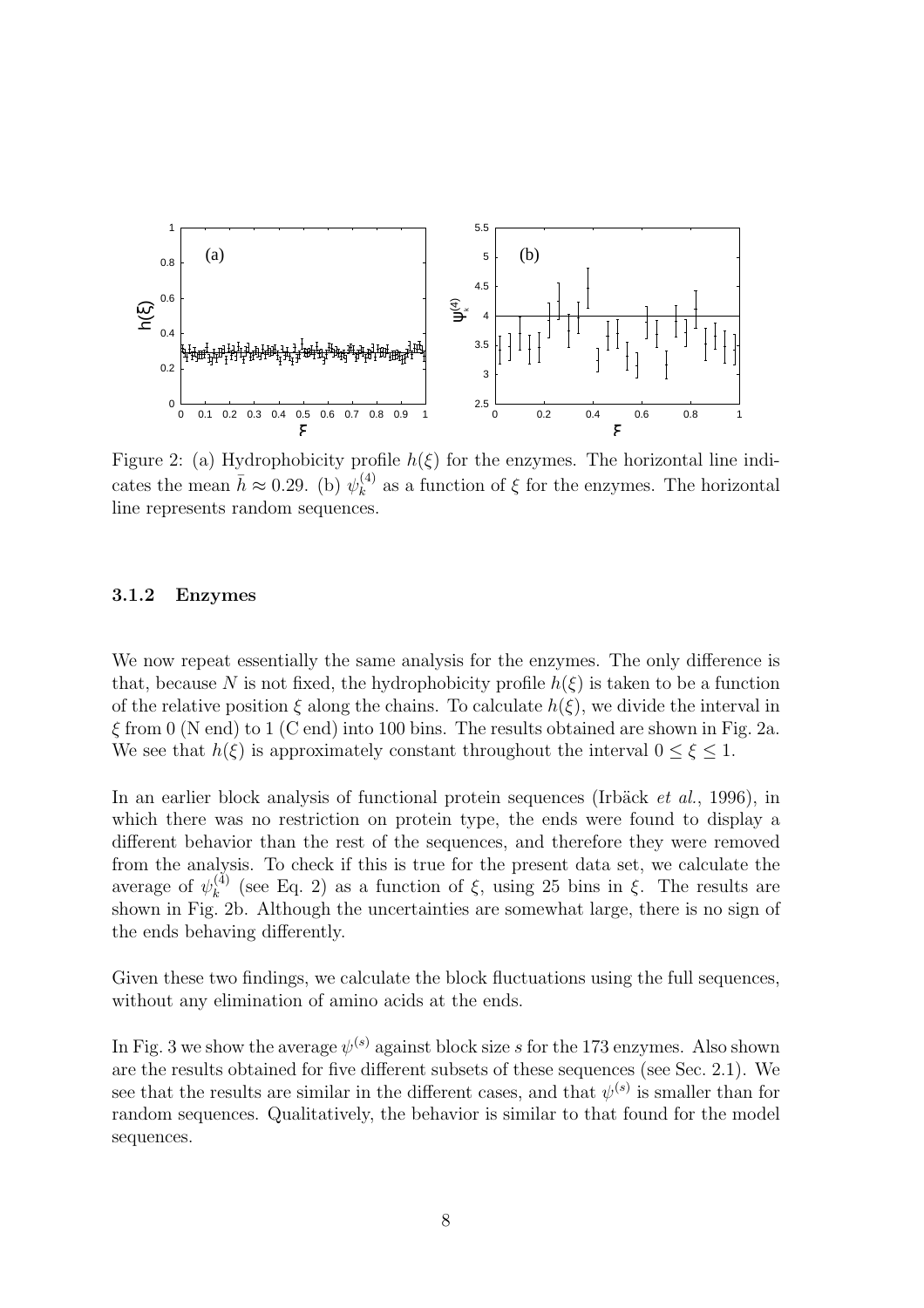Figure 2: (a) Hydrophobicity profile $h(\xi)$ for the enzymes. The horizontal line indicates the mean $\bar{h} \approx 0.29$. (b) $\psi_k^{(4)}$ as a function of $\xi$ for the enzymes. The horizontal line represents random sequences.

#### 3.1.2 Enzymes

We now repeat essentially the same analysis for the enzymes. The only difference is that, because $N$ is not fixed, the hydrophobicity profile $h(\xi)$ is taken to be a function of the relative position $\xi$ along the chains. To calculate $h(\xi)$, we divide the interval in $\xi$ from 0 (N end) to 1 (C end) into 100 bins. The results obtained are shown in Fig. 2a. We see that $h(\xi)$ is approximately constant throughout the interval $0 \leq \xi \leq 1$.

In an earlier block analysis of functional protein sequences (Irbäck *et al.*, 1996), in which there was no restriction on protein type, the ends were found to display a different behavior than the rest of the sequences, and therefore they were removed from the analysis. To check if this is true for the present data set, we calculate the average of $\psi_k^{(4)}$ (see Eq. 2) as a function of $\xi$, using 25 bins in $\xi$. The results are shown in Fig. 2b. Although the uncertainties are somewhat large, there is no sign of the ends behaving differently.

Given these two findings, we calculate the block fluctuations using the full sequences, without any elimination of amino acids at the ends.

In Fig. 3 we show the average $\psi^{(s)}$ against block size $s$ for the 173 enzymes. Also shown are the results obtained for five different subsets of these sequences (see Sec. 2.1). We see that the results are similar in the different cases, and that $\psi^{(s)}$ is smaller than for random sequences. Qualitatively, the behavior is similar to that found for the model sequences.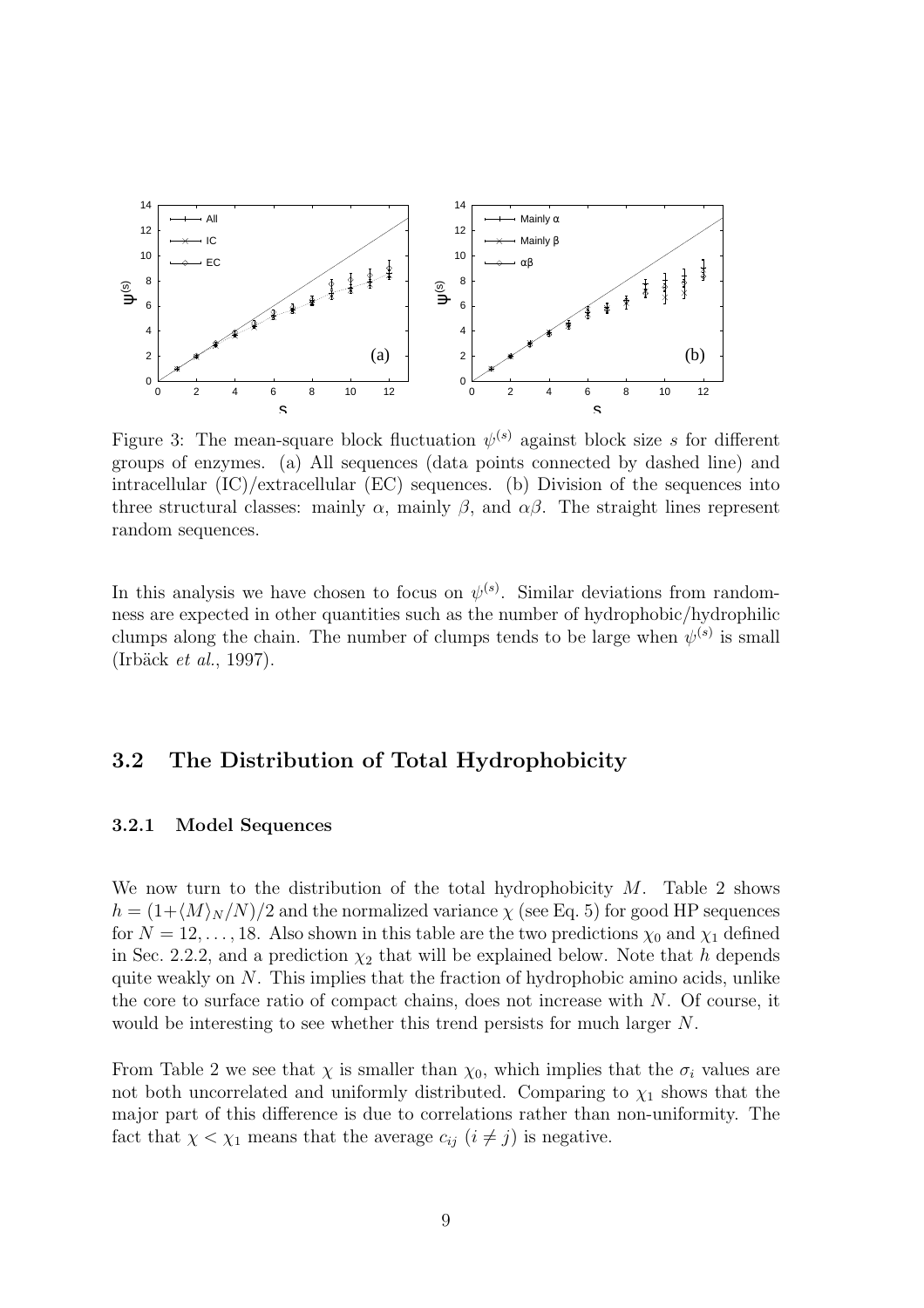Figure 3: The mean-square block fluctuation $\psi^{(s)}$ against block size $s$ for different groups of enzymes. (a) All sequences (data points connected by dashed line) and intracellular (IC)/extracellular (EC) sequences. (b) Division of the sequences into three structural classes: mainly $\alpha$, mainly $\beta$, and $\alpha\beta$. The straight lines represent random sequences.

In this analysis we have chosen to focus on $\psi^{(s)}$. Similar deviations from randomness are expected in other quantities such as the number of hydrophobic/hydrophilic clumps along the chain. The number of clumps tends to be large when $\psi^{(s)}$ is small (Irbäck *et al.*, 1997).

## 3.2 The Distribution of Total Hydrophobicity

### 3.2.1 Model Sequences

We now turn to the distribution of the total hydrophobicity $M$. Table 2 shows $h = (1+\langle M \rangle_N/N)/2$ and the normalized variance $\chi$ (see Eq. 5) for good HP sequences for $N = 12, \ldots, 18$. Also shown in this table are the two predictions $\chi_0$ and $\chi_1$ defined in Sec. 2.2.2, and a prediction $\chi_2$ that will be explained below. Note that $h$ depends quite weakly on $N$. This implies that the fraction of hydrophobic amino acids, unlike the core to surface ratio of compact chains, does not increase with $N$. Of course, it would be interesting to see whether this trend persists for much larger $N$.

From Table 2 we see that $\chi$ is smaller than $\chi_0$, which implies that the $\sigma_i$ values are not both uncorrelated and uniformly distributed. Comparing to $\chi_1$ shows that the major part of this difference is due to correlations rather than non-uniformity. The fact that $\chi < \chi_1$ means that the average $c_{ij}$ $(i \neq j)$ is negative.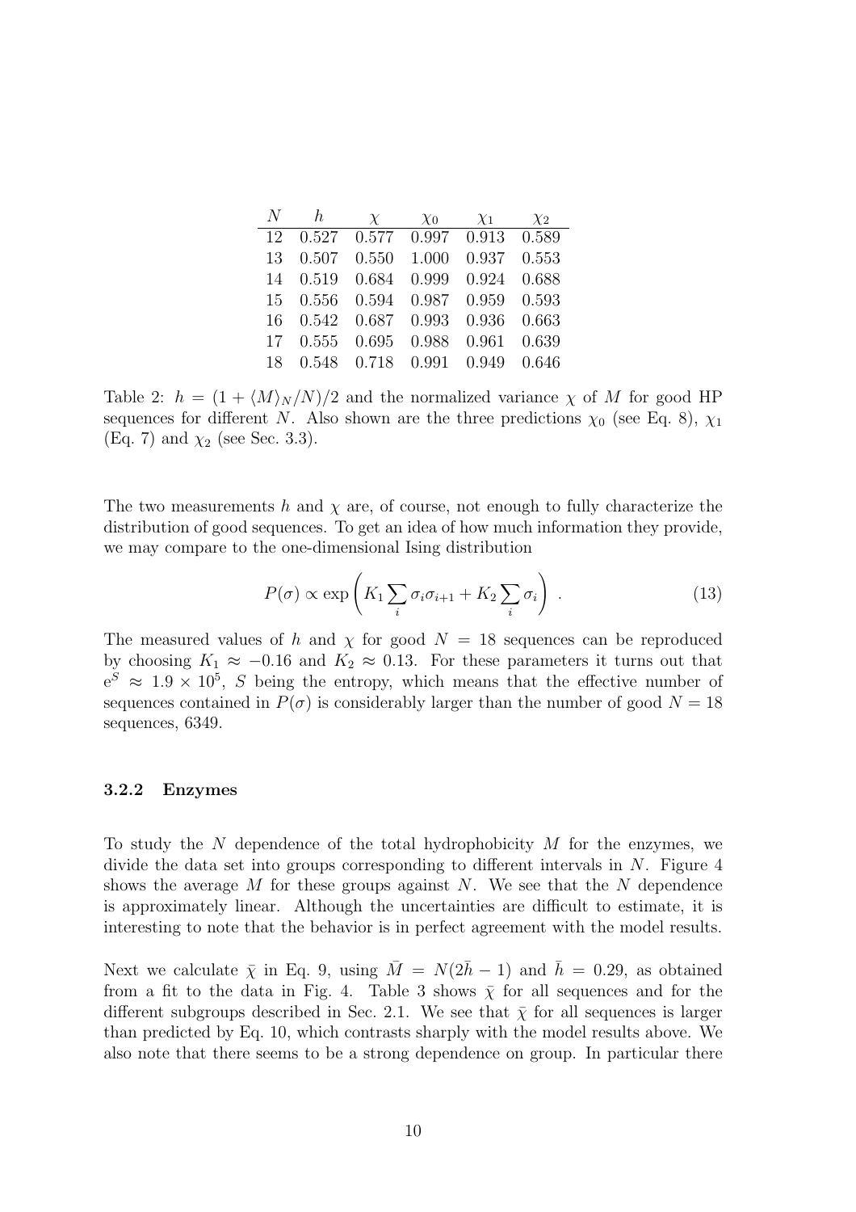| $N$ | $h$ | $\chi$ | $\chi_0$ | $\chi_1$ | $\chi_2$ |
|---|---|---|---|---|---|
| 12 | 0.527 | 0.577 | 0.997 | 0.913 | 0.589 |
| 13 | 0.507 | 0.550 | 1.000 | 0.937 | 0.553 |
| 14 | 0.519 | 0.684 | 0.999 | 0.924 | 0.688 |
| 15 | 0.556 | 0.594 | 0.987 | 0.959 | 0.593 |
| 16 | 0.542 | 0.687 | 0.993 | 0.936 | 0.663 |
| 17 | 0.555 | 0.695 | 0.988 | 0.961 | 0.639 |
| 18 | 0.548 | 0.718 | 0.991 | 0.949 | 0.646 |

Table 2: $h = (1 + \langle M \rangle_N / N)/2$ and the normalized variance $\chi$ of $M$ for good HP sequences for different $N$. Also shown are the three predictions $\chi_0$ (see Eq. 8), $\chi_1$ (Eq. 7) and $\chi_2$ (see Sec. 3.3).

The two measurements $h$ and $\chi$ are, of course, not enough to fully characterize the distribution of good sequences. To get an idea of how much information they provide, we may compare to the one-dimensional Ising distribution

$$P(\sigma) \propto \exp\left( K_1 \sum_i \sigma_i \sigma_{i+1} + K_2 \sum_i \sigma_i \right) . \tag{13}$$

The measured values of $h$ and $\chi$ for good $N = 18$ sequences can be reproduced by choosing $K_1 \approx -0.16$ and $K_2 \approx 0.13$. For these parameters it turns out that $\mathrm{e}^S \approx 1.9 \times 10^5$, $S$ being the entropy, which means that the effective number of sequences contained in $P(\sigma)$ is considerably larger than the number of good $N = 18$ sequences, 6349.

#### 3.2.2 Enzymes

To study the $N$ dependence of the total hydrophobicity $M$ for the enzymes, we divide the data set into groups corresponding to different intervals in $N$. Figure 4 shows the average $M$ for these groups against $N$. We see that the $N$ dependence is approximately linear. Although the uncertainties are difficult to estimate, it is interesting to note that the behavior is in perfect agreement with the model results.

Next we calculate $\bar{\chi}$ in Eq. 9, using $\bar{M} = N(2\bar{h} - 1)$ and $\bar{h} = 0.29$, as obtained from a fit to the data in Fig. 4. Table 3 shows $\bar{\chi}$ for all sequences and for the different subgroups described in Sec. 2.1. We see that $\bar{\chi}$ for all sequences is larger than predicted by Eq. 10, which contrasts sharply with the model results above. We also note that there seems to be a strong dependence on group. In particular there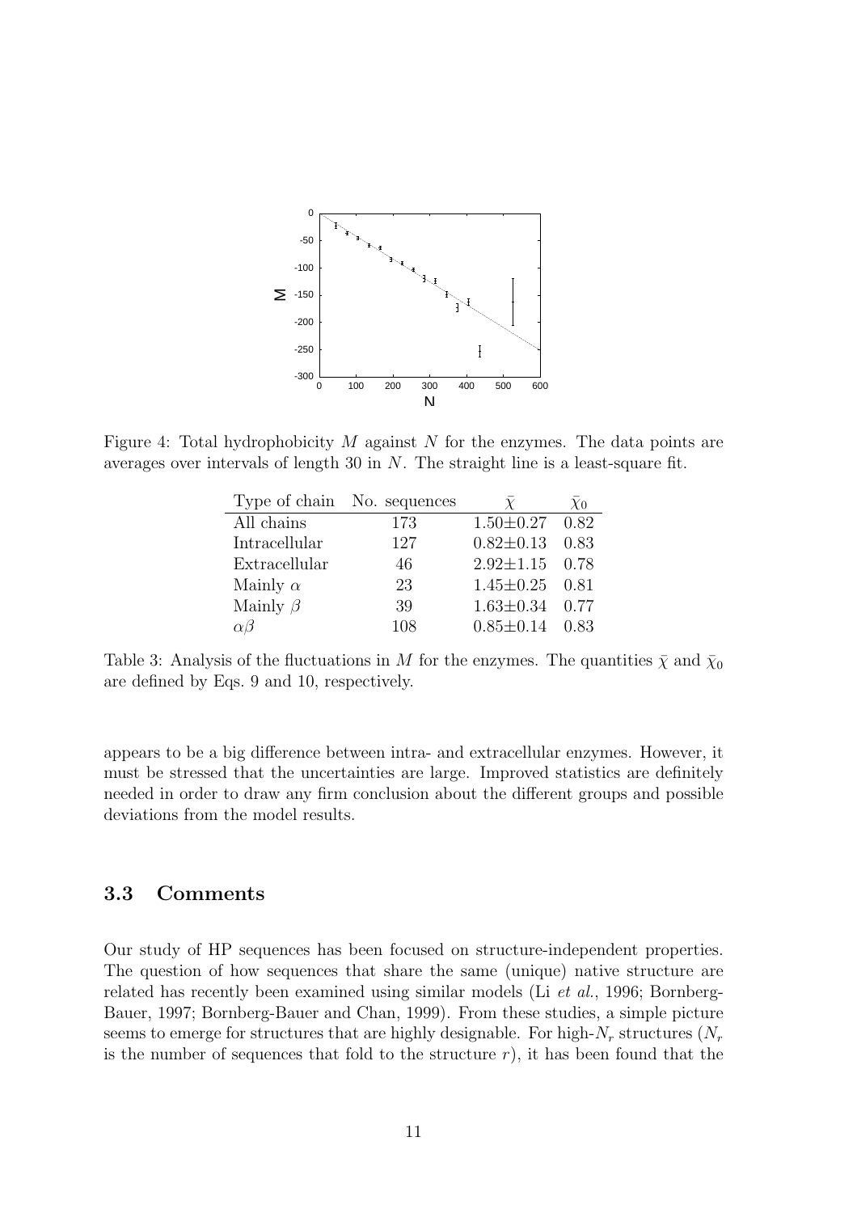Figure 4: Total hydrophobicity $M$ against $N$ for the enzymes. The data points are averages over intervals of length 30 in $N$. The straight line is a least-square fit.

| Type of chain | No. sequences | $\bar{\chi}$ | $\bar{\chi}_0$ |
|---|---|---|---|
| All chains | 173 | $1.50 \pm 0.27$ | 0.82 |
| Intracellular | 127 | $0.82 \pm 0.13$ | 0.83 |
| Extracellular | 46 | $2.92 \pm 1.15$ | 0.78 |
| Mainly $\alpha$ | 23 | $1.45 \pm 0.25$ | 0.81 |
| Mainly $\beta$ | 39 | $1.63 \pm 0.34$ | 0.77 |
| $\alpha\beta$ | 108 | $0.85 \pm 0.14$ | 0.83 |

Table 3: Analysis of the fluctuations in $M$ for the enzymes. The quantities $\bar{\chi}$ and $\bar{\chi}_0$ are defined by Eqs. 9 and 10, respectively.

appears to be a big difference between intra- and extracellular enzymes. However, it must be stressed that the uncertainties are large. Improved statistics are definitely needed in order to draw any firm conclusion about the different groups and possible deviations from the model results.

### 3.3 Comments

Our study of HP sequences has been focused on structure-independent properties. The question of how sequences that share the same (unique) native structure are related has recently been examined using similar models (Li *et al.*, 1996; Bornberg-Bauer, 1997; Bornberg-Bauer and Chan, 1999). From these studies, a simple picture seems to emerge for structures that are highly designable. For high-$N_r$ structures ($N_r$ is the number of sequences that fold to the structure $r$), it has been found that the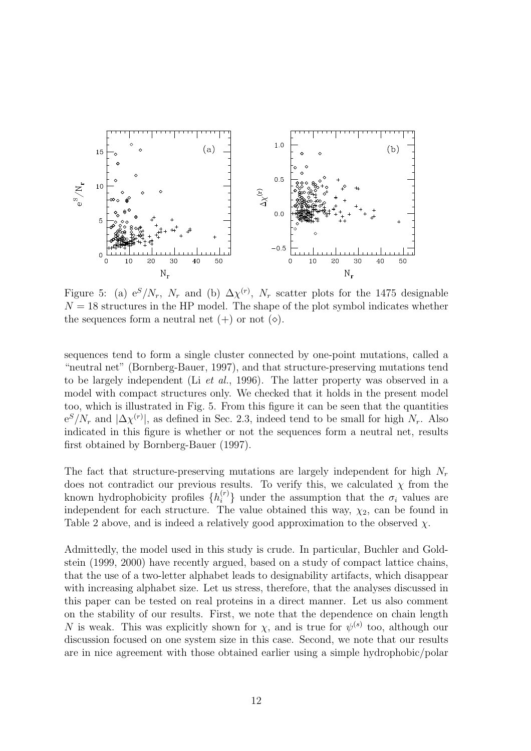Figure 5: (a) $e^S/N_r$, $N_r$ and (b) $\Delta\chi^{(r)}$, $N_r$ scatter plots for the 1475 designable $N = 18$ structures in the HP model. The shape of the plot symbol indicates whether the sequences form a neutral net (+) or not ($\diamond$).

sequences tend to form a single cluster connected by one-point mutations, called a "neutral net" (Bornberg-Bauer, 1997), and that structure-preserving mutations tend to be largely independent (Li *et al.*, 1996). The latter property was observed in a model with compact structures only. We checked that it holds in the present model too, which is illustrated in Fig. 5. From this figure it can be seen that the quantities $e^S/N_r$ and $|\Delta\chi^{(r)}|$, as defined in Sec. 2.3, indeed tend to be small for high $N_r$. Also indicated in this figure is whether or not the sequences form a neutral net, results first obtained by Bornberg-Bauer (1997).

The fact that structure-preserving mutations are largely independent for high $N_r$ does not contradict our previous results. To verify this, we calculated $\chi$ from the known hydrophobicity profiles $\{h_i^{(r)}\}$ under the assumption that the $\sigma_i$ values are independent for each structure. The value obtained this way, $\chi_2$, can be found in Table 2 above, and is indeed a relatively good approximation to the observed $\chi$.

Admittedly, the model used in this study is crude. In particular, Buchler and Goldstein (1999, 2000) have recently argued, based on a study of compact lattice chains, that the use of a two-letter alphabet leads to designability artifacts, which disappear with increasing alphabet size. Let us stress, therefore, that the analyses discussed in this paper can be tested on real proteins in a direct manner. Let us also comment on the stability of our results. First, we note that the dependence on chain length $N$ is weak. This was explicitly shown for $\chi$, and is true for $\psi^{(s)}$ too, although our discussion focused on one system size in this case. Second, we note that our results are in nice agreement with those obtained earlier using a simple hydrophobic/polar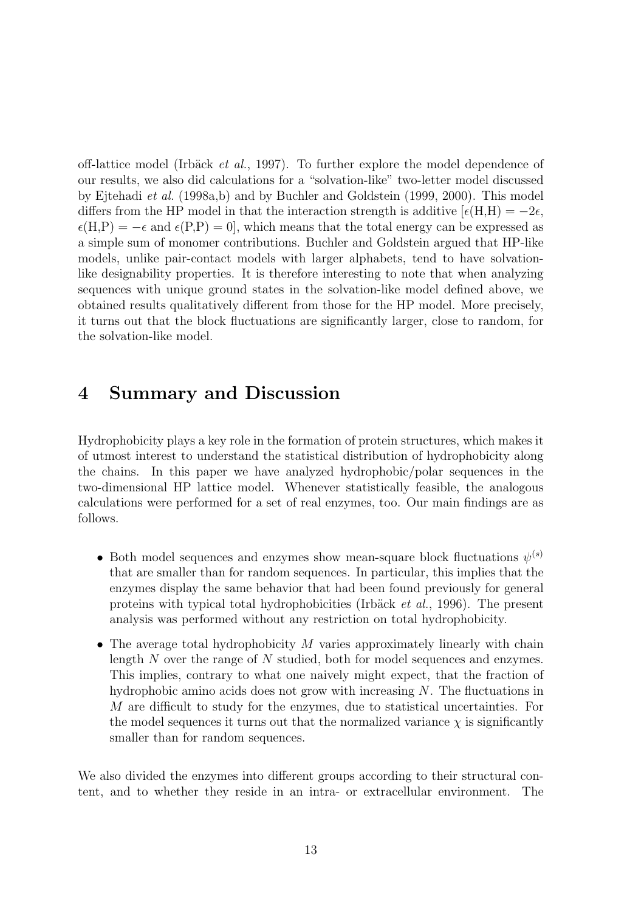off-lattice model (Irbäck *et al.*, 1997). To further explore the model dependence of our results, we also did calculations for a "solvation-like" two-letter model discussed by Ejtehadi *et al.* (1998a,b) and by Buchler and Goldstein (1999, 2000). This model differs from the HP model in that the interaction strength is additive [$\epsilon(\text{H,H}) = -2\epsilon$, $\epsilon(\text{H,P}) = -\epsilon$ and $\epsilon(\text{P,P}) = 0$], which means that the total energy can be expressed as a simple sum of monomer contributions. Buchler and Goldstein argued that HP-like models, unlike pair-contact models with larger alphabets, tend to have solvation-like designability properties. It is therefore interesting to note that when analyzing sequences with unique ground states in the solvation-like model defined above, we obtained results qualitatively different from those for the HP model. More precisely, it turns out that the block fluctuations are significantly larger, close to random, for the solvation-like model.

# 4 Summary and Discussion

Hydrophobicity plays a key role in the formation of protein structures, which makes it of utmost interest to understand the statistical distribution of hydrophobicity along the chains. In this paper we have analyzed hydrophobic/polar sequences in the two-dimensional HP lattice model. Whenever statistically feasible, the analogous calculations were performed for a set of real enzymes, too. Our main findings are as follows.

- Both model sequences and enzymes show mean-square block fluctuations $\psi^{(s)}$ that are smaller than for random sequences. In particular, this implies that the enzymes display the same behavior that had been found previously for general proteins with typical total hydrophobicities (Irbäck *et al.*, 1996). The present analysis was performed without any restriction on total hydrophobicity.
- The average total hydrophobicity $M$ varies approximately linearly with chain length $N$ over the range of $N$ studied, both for model sequences and enzymes. This implies, contrary to what one naively might expect, that the fraction of hydrophobic amino acids does not grow with increasing $N$. The fluctuations in $M$ are difficult to study for the enzymes, due to statistical uncertainties. For the model sequences it turns out that the normalized variance $\chi$ is significantly smaller than for random sequences.

We also divided the enzymes into different groups according to their structural content, and to whether they reside in an intra- or extracellular environment. The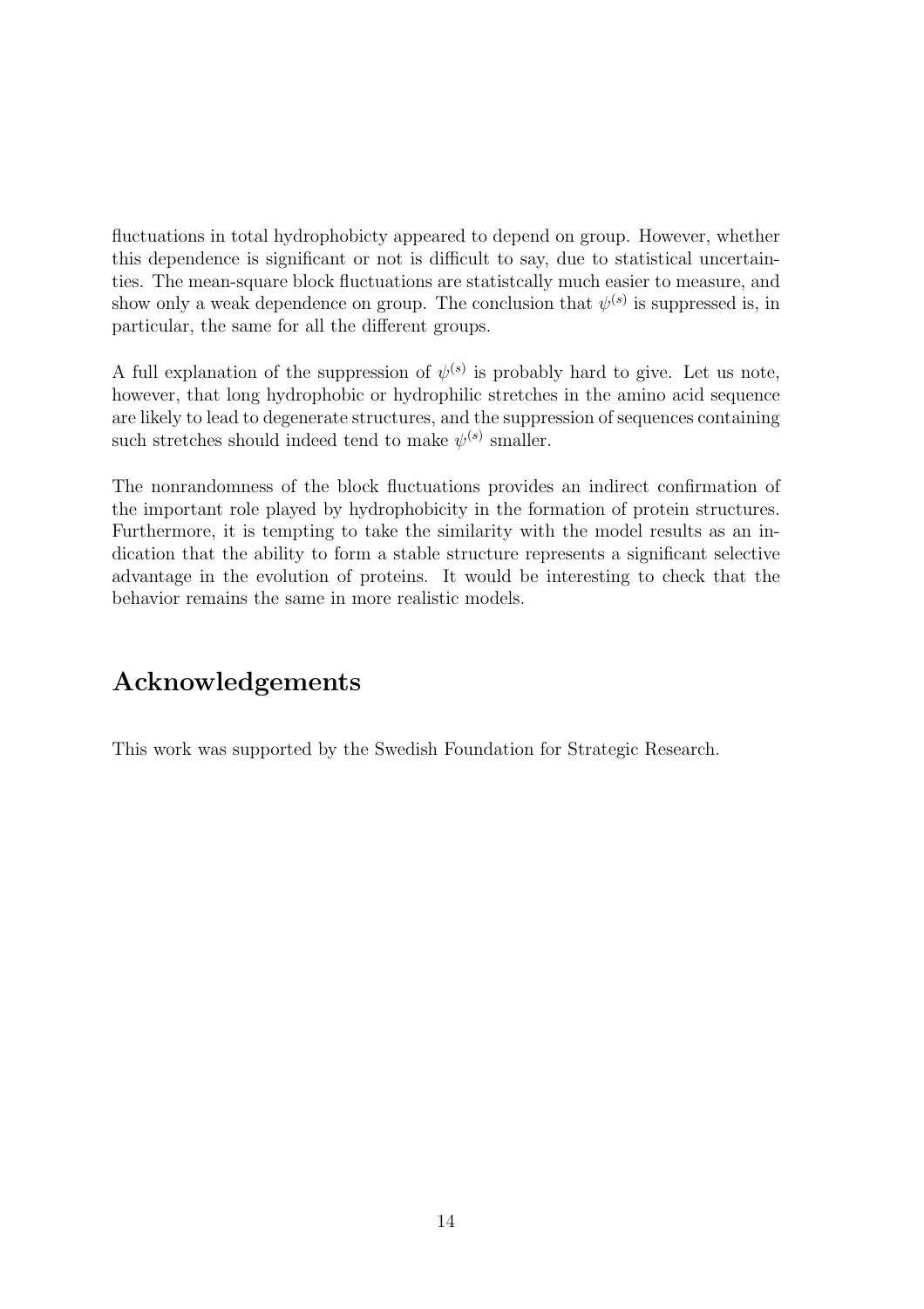fluctuations in total hydrophobicty appeared to depend on group. However, whether this dependence is significant or not is difficult to say, due to statistical uncertainties. The mean-square block fluctuations are statistcally much easier to measure, and show only a weak dependence on group. The conclusion that $\psi^{(s)}$ is suppressed is, in particular, the same for all the different groups.

A full explanation of the suppression of $\psi^{(s)}$ is probably hard to give. Let us note, however, that long hydrophobic or hydrophilic stretches in the amino acid sequence are likely to lead to degenerate structures, and the suppression of sequences containing such stretches should indeed tend to make $\psi^{(s)}$ smaller.

The nonrandomness of the block fluctuations provides an indirect confirmation of the important role played by hydrophobicity in the formation of protein structures. Furthermore, it is tempting to take the similarity with the model results as an indication that the ability to form a stable structure represents a significant selective advantage in the evolution of proteins. It would be interesting to check that the behavior remains the same in more realistic models.

# Acknowledgements

This work was supported by the Swedish Foundation for Strategic Research.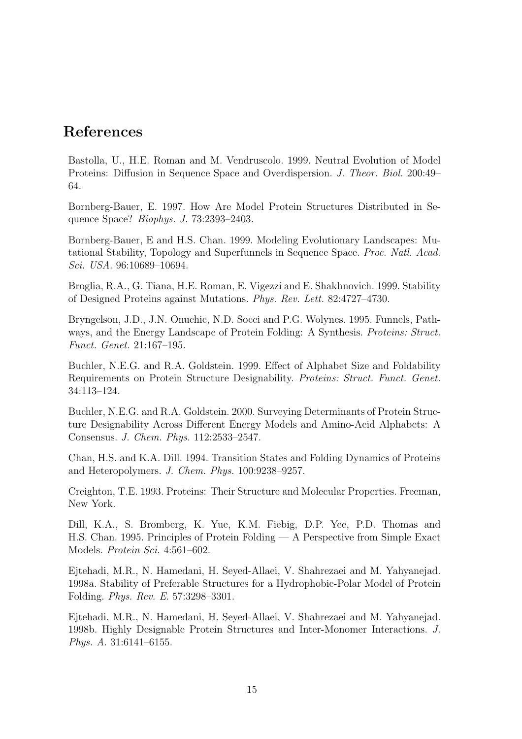## References

Bastolla, U., H.E. Roman and M. Vendruscolo. 1999. Neutral Evolution of Model Proteins: Diffusion in Sequence Space and Overdispersion. *J. Theor. Biol.* 200:49–64.

Bornberg-Bauer, E. 1997. How Are Model Protein Structures Distributed in Sequence Space? *Biophys. J.* 73:2393–2403.

Bornberg-Bauer, E and H.S. Chan. 1999. Modeling Evolutionary Landscapes: Mutational Stability, Topology and Superfunnels in Sequence Space. *Proc. Natl. Acad. Sci. USA.* 96:10689–10694.

Broglia, R.A., G. Tiana, H.E. Roman, E. Vigezzi and E. Shakhnovich. 1999. Stability of Designed Proteins against Mutations. *Phys. Rev. Lett.* 82:4727–4730.

Bryngelson, J.D., J.N. Onuchic, N.D. Socci and P.G. Wolynes. 1995. Funnels, Pathways, and the Energy Landscape of Protein Folding: A Synthesis. *Proteins: Struct. Funct. Genet.* 21:167–195.

Buchler, N.E.G. and R.A. Goldstein. 1999. Effect of Alphabet Size and Foldability Requirements on Protein Structure Designability. *Proteins: Struct. Funct. Genet.* 34:113–124.

Buchler, N.E.G. and R.A. Goldstein. 2000. Surveying Determinants of Protein Structure Designability Across Different Energy Models and Amino-Acid Alphabets: A Consensus. *J. Chem. Phys.* 112:2533–2547.

Chan, H.S. and K.A. Dill. 1994. Transition States and Folding Dynamics of Proteins and Heteropolymers. *J. Chem. Phys.* 100:9238–9257.

Creighton, T.E. 1993. Proteins: Their Structure and Molecular Properties. Freeman, New York.

Dill, K.A., S. Bromberg, K. Yue, K.M. Fiebig, D.P. Yee, P.D. Thomas and H.S. Chan. 1995. Principles of Protein Folding — A Perspective from Simple Exact Models. *Protein Sci.* 4:561–602.

Ejtehadi, M.R., N. Hamedani, H. Seyed-Allaei, V. Shahrezaei and M. Yahyanejad. 1998a. Stability of Preferable Structures for a Hydrophobic-Polar Model of Protein Folding. *Phys. Rev. E.* 57:3298–3301.

Ejtehadi, M.R., N. Hamedani, H. Seyed-Allaei, V. Shahrezaei and M. Yahyanejad. 1998b. Highly Designable Protein Structures and Inter-Monomer Interactions. *J. Phys. A.* 31:6141–6155.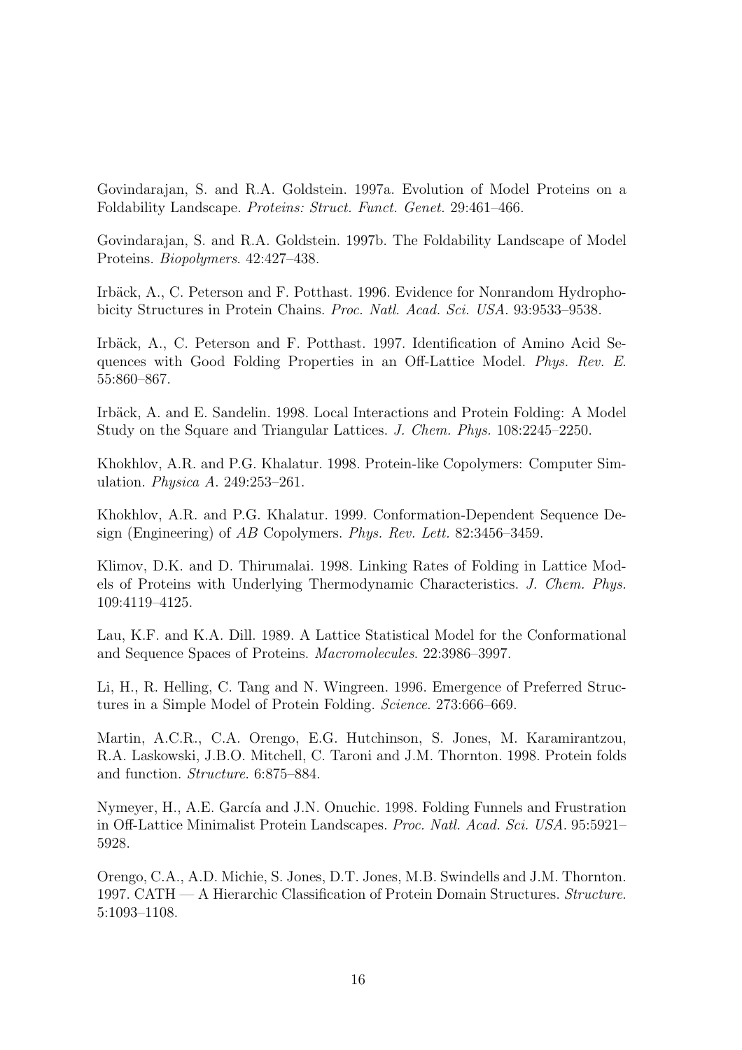Govindarajan, S. and R.A. Goldstein. 1997a. Evolution of Model Proteins on a Foldability Landscape. *Proteins: Struct. Funct. Genet.* 29:461–466.

Govindarajan, S. and R.A. Goldstein. 1997b. The Foldability Landscape of Model Proteins. *Biopolymers*. 42:427–438.

Irbäck, A., C. Peterson and F. Potthast. 1996. Evidence for Nonrandom Hydrophobicity Structures in Protein Chains. *Proc. Natl. Acad. Sci. USA*. 93:9533–9538.

Irbäck, A., C. Peterson and F. Potthast. 1997. Identification of Amino Acid Sequences with Good Folding Properties in an Off-Lattice Model. *Phys. Rev. E*. 55:860–867.

Irbäck, A. and E. Sandelin. 1998. Local Interactions and Protein Folding: A Model Study on the Square and Triangular Lattices. *J. Chem. Phys.* 108:2245–2250.

Khokhlov, A.R. and P.G. Khalatur. 1998. Protein-like Copolymers: Computer Simulation. *Physica A*. 249:253–261.

Khokhlov, A.R. and P.G. Khalatur. 1999. Conformation-Dependent Sequence Design (Engineering) of *AB* Copolymers. *Phys. Rev. Lett.* 82:3456–3459.

Klimov, D.K. and D. Thirumalai. 1998. Linking Rates of Folding in Lattice Models of Proteins with Underlying Thermodynamic Characteristics. *J. Chem. Phys.* 109:4119–4125.

Lau, K.F. and K.A. Dill. 1989. A Lattice Statistical Model for the Conformational and Sequence Spaces of Proteins. *Macromolecules*. 22:3986–3997.

Li, H., R. Helling, C. Tang and N. Wingreen. 1996. Emergence of Preferred Structures in a Simple Model of Protein Folding. *Science*. 273:666–669.

Martin, A.C.R., C.A. Orengo, E.G. Hutchinson, S. Jones, M. Karamirantzou, R.A. Laskowski, J.B.O. Mitchell, C. Taroni and J.M. Thornton. 1998. Protein folds and function. *Structure*. 6:875–884.

Nymeyer, H., A.E. García and J.N. Onuchic. 1998. Folding Funnels and Frustration in Off-Lattice Minimalist Protein Landscapes. *Proc. Natl. Acad. Sci. USA*. 95:5921–5928.

Orengo, C.A., A.D. Michie, S. Jones, D.T. Jones, M.B. Swindells and J.M. Thornton. 1997. CATH — A Hierarchic Classification of Protein Domain Structures. *Structure*. 5:1093–1108.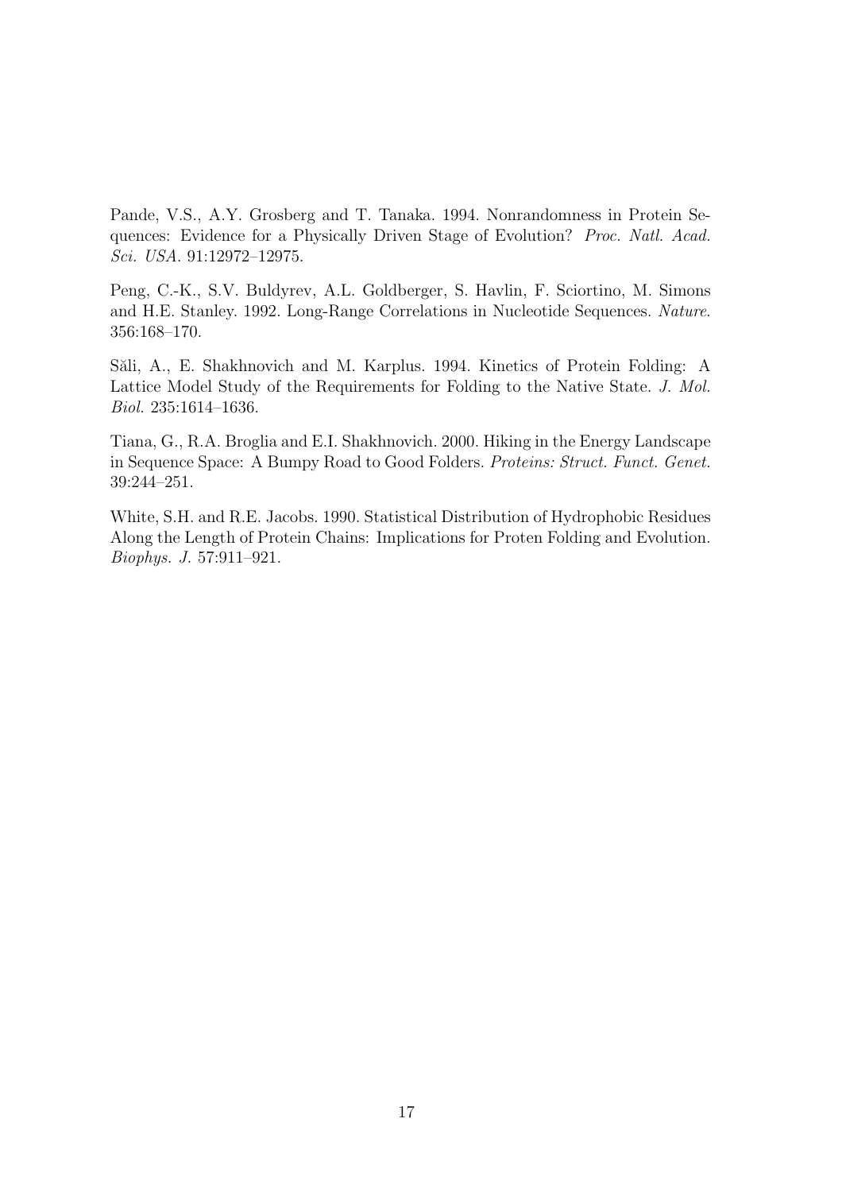Pande, V.S., A.Y. Grosberg and T. Tanaka. 1994. Nonrandomness in Protein Sequences: Evidence for a Physically Driven Stage of Evolution? *Proc. Natl. Acad. Sci. USA*. 91:12972–12975.

Peng, C.-K., S.V. Buldyrev, A.L. Goldberger, S. Havlin, F. Sciortino, M. Simons and H.E. Stanley. 1992. Long-Range Correlations in Nucleotide Sequences. *Nature*. 356:168–170.

Săli, A., E. Shakhnovich and M. Karplus. 1994. Kinetics of Protein Folding: A Lattice Model Study of the Requirements for Folding to the Native State. *J. Mol. Biol.* 235:1614–1636.

Tiana, G., R.A. Broglia and E.I. Shakhnovich. 2000. Hiking in the Energy Landscape in Sequence Space: A Bumpy Road to Good Folders. *Proteins: Struct. Funct. Genet.* 39:244–251.

White, S.H. and R.E. Jacobs. 1990. Statistical Distribution of Hydrophobic Residues Along the Length of Protein Chains: Implications for Proten Folding and Evolution. *Biophys. J.* 57:911–921.